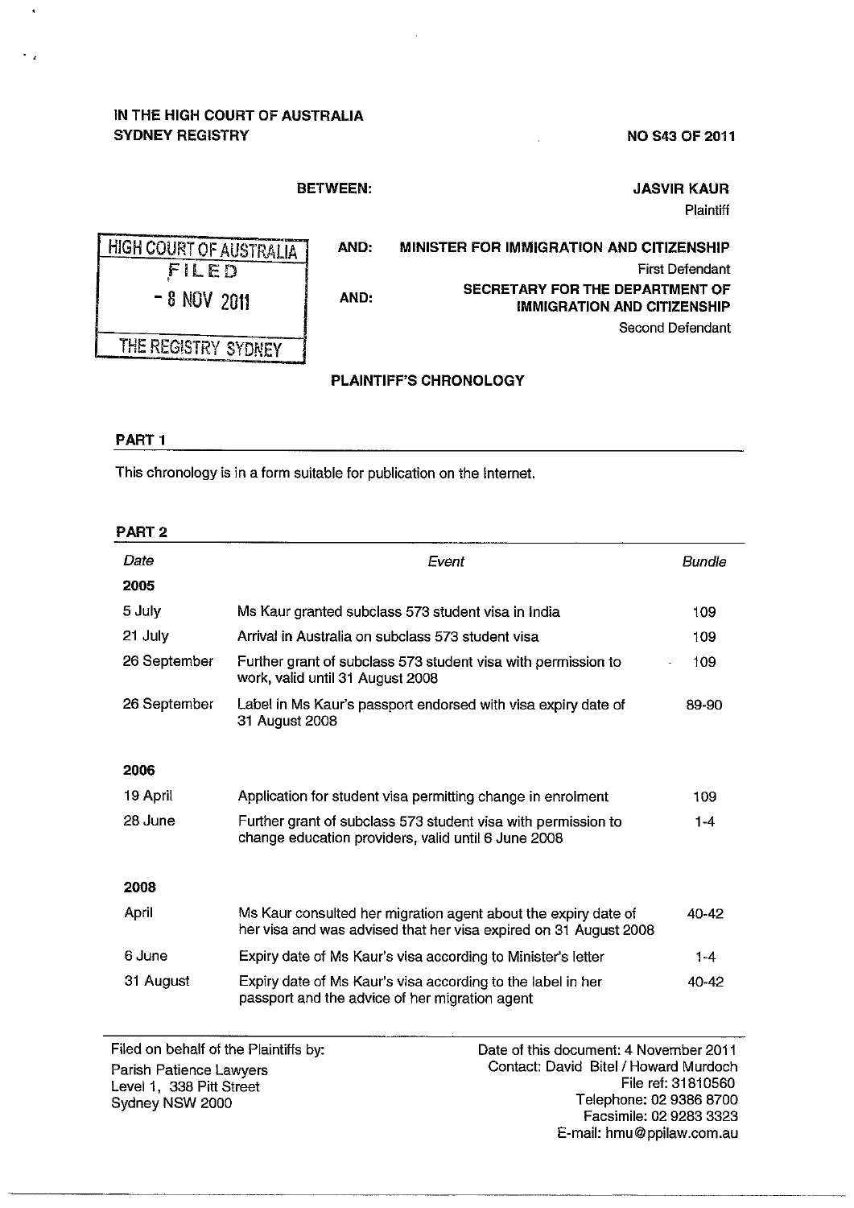IN THE HIGH COURT OF AUSTRALIA
SYDNEY REGISTRY

NO S43 OF 2011

BETWEEN: **JASVIR KAUR**
Plaintiff

HIGH COURT OF AUSTRALIA
FILED
- 8 NOV 2011
THE REGISTRY SYDNEY

AND: **MINISTER FOR IMMIGRATION AND CITIZENSHIP**
First Defendant

AND: **SECRETARY FOR THE DEPARTMENT OF IMMIGRATION AND CITIZENSHIP**
Second Defendant

**PLAINTIFF'S CHRONOLOGY**

## PART 1

This chronology is in a form suitable for publication on the Internet.

## PART 2

| *Date* | *Event* | *Bundle* |
|---|---|---|
| **2005** | | |
| 5 July | Ms Kaur granted subclass 573 student visa in India | 109 |
| 21 July | Arrival in Australia on subclass 573 student visa | 109 |
| 26 September | Further grant of subclass 573 student visa with permission to work, valid until 31 August 2008 | 109 |
| 26 September | Label in Ms Kaur's passport endorsed with visa expiry date of 31 August 2008 | 89-90 |
| **2006** | | |
| 19 April | Application for student visa permitting change in enrolment | 109 |
| 28 June | Further grant of subclass 573 student visa with permission to change education providers, valid until 6 June 2008 | 1-4 |
| **2008** | | |
| April | Ms Kaur consulted her migration agent about the expiry date of her visa and was advised that her visa expired on 31 August 2008 | 40-42 |
| 6 June | Expiry date of Ms Kaur's visa according to Minister's letter | 1-4 |
| 31 August | Expiry date of Ms Kaur's visa according to the label in her passport and the advice of her migration agent | 40-42 |

Filed on behalf of the Plaintiffs by:
Parish Patience Lawyers
Level 1, 338 Pitt Street
Sydney NSW 2000

Date of this document: 4 November 2011
Contact: David Bitel / Howard Murdoch
File ref: 31810560
Telephone: 02 9386 8700
Facsimile: 02 9283 3323
E-mail: hmu@ppilaw.com.au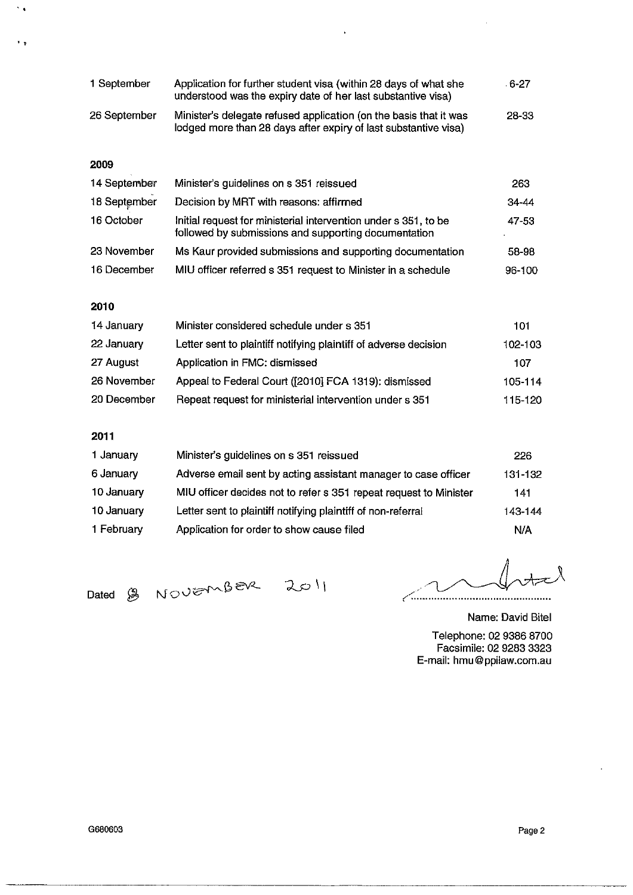| | | |
|---|---|---|
| 1 September | Application for further student visa (within 28 days of what she understood was the expiry date of her last substantive visa) | 6-27 |
| 26 September | Minister's delegate refused application (on the basis that it was lodged more than 28 days after expiry of last substantive visa) | 28-33 |
| **2009** | | |
| 14 September | Minister's guidelines on s 351 reissued | 263 |
| 18 September | Decision by MRT with reasons: affirmed | 34-44 |
| 16 October | Initial request for ministerial intervention under s 351, to be followed by submissions and supporting documentation | 47-53 |
| 23 November | Ms Kaur provided submissions and supporting documentation | 58-98 |
| 16 December | MIU officer referred s 351 request to Minister in a schedule | 96-100 |
| **2010** | | |
| 14 January | Minister considered schedule under s 351 | 101 |
| 22 January | Letter sent to plaintiff notifying plaintiff of adverse decision | 102-103 |
| 27 August | Application in FMC: dismissed | 107 |
| 26 November | Appeal to Federal Court ([2010] FCA 1319): dismissed | 105-114 |
| 20 December | Repeat request for ministerial intervention under s 351 | 115-120 |
| **2011** | | |
| 1 January | Minister's guidelines on s 351 reissued | 226 |
| 6 January | Adverse email sent by acting assistant manager to case officer | 131-132 |
| 10 January | MIU officer decides not to refer s 351 repeat request to Minister | 141 |
| 10 January | Letter sent to plaintiff notifying plaintiff of non-referral | 143-144 |
| 1 February | Application for order to show cause filed | N/A |

Dated 8 NOVEMBER 2011

Name: David Bitel

Telephone: 02 9386 8700
Facsimile: 02 9283 3323
E-mail: hmu@ppilaw.com.au

G680603